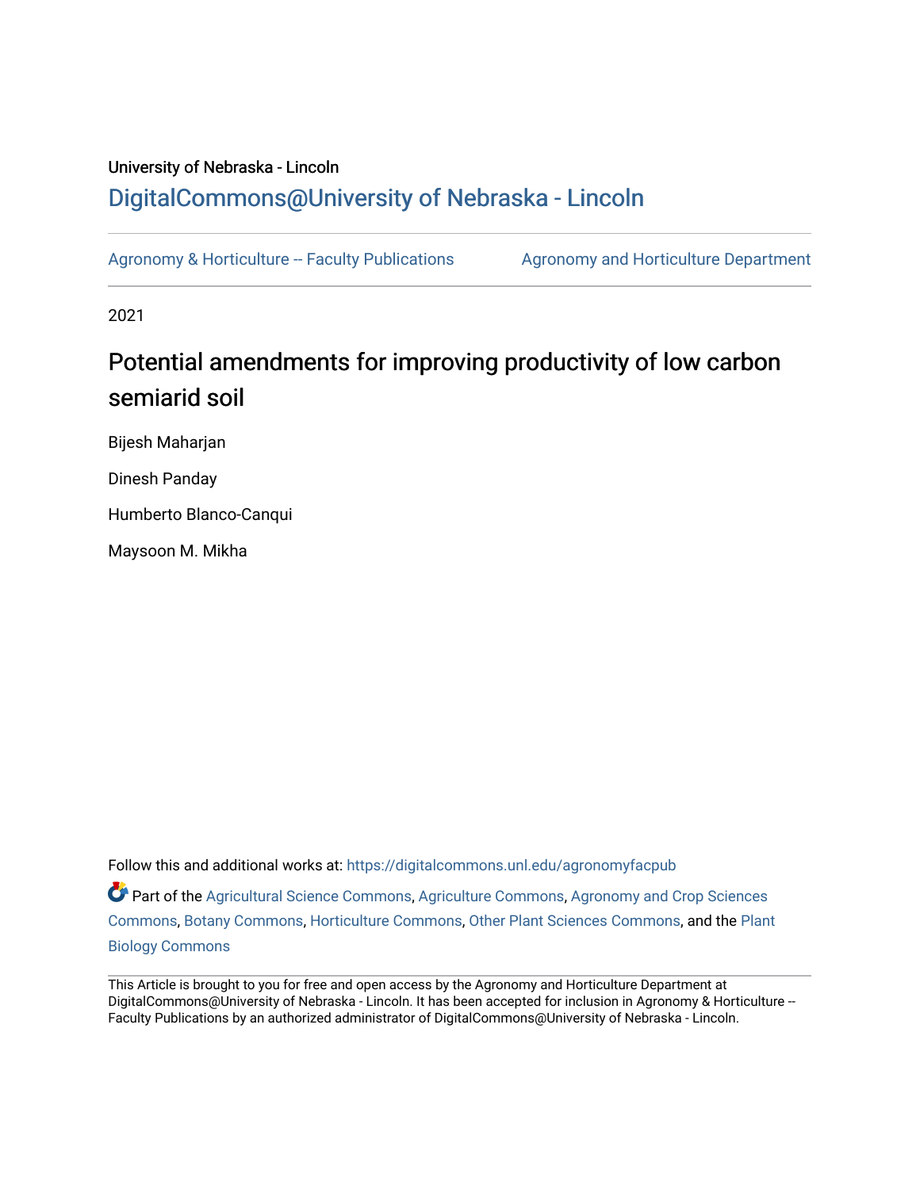University of Nebraska - Lincoln

## DigitalCommons@University of Nebraska - Lincoln

Agronomy & Horticulture -- Faculty Publications

Agronomy and Horticulture Department

2021

# Potential amendments for improving productivity of low carbon semiarid soil

Bijesh Maharjan

Dinesh Panday

Humberto Blanco-Canqui

Maysoon M. Mikha

Follow this and additional works at: https://digitalcommons.unl.edu/agronomyfacpub

Part of the Agricultural Science Commons, Agriculture Commons, Agronomy and Crop Sciences Commons, Botany Commons, Horticulture Commons, Other Plant Sciences Commons, and the Plant Biology Commons

This Article is brought to you for free and open access by the Agronomy and Horticulture Department at DigitalCommons@University of Nebraska - Lincoln. It has been accepted for inclusion in Agronomy & Horticulture -- Faculty Publications by an authorized administrator of DigitalCommons@University of Nebraska - Lincoln.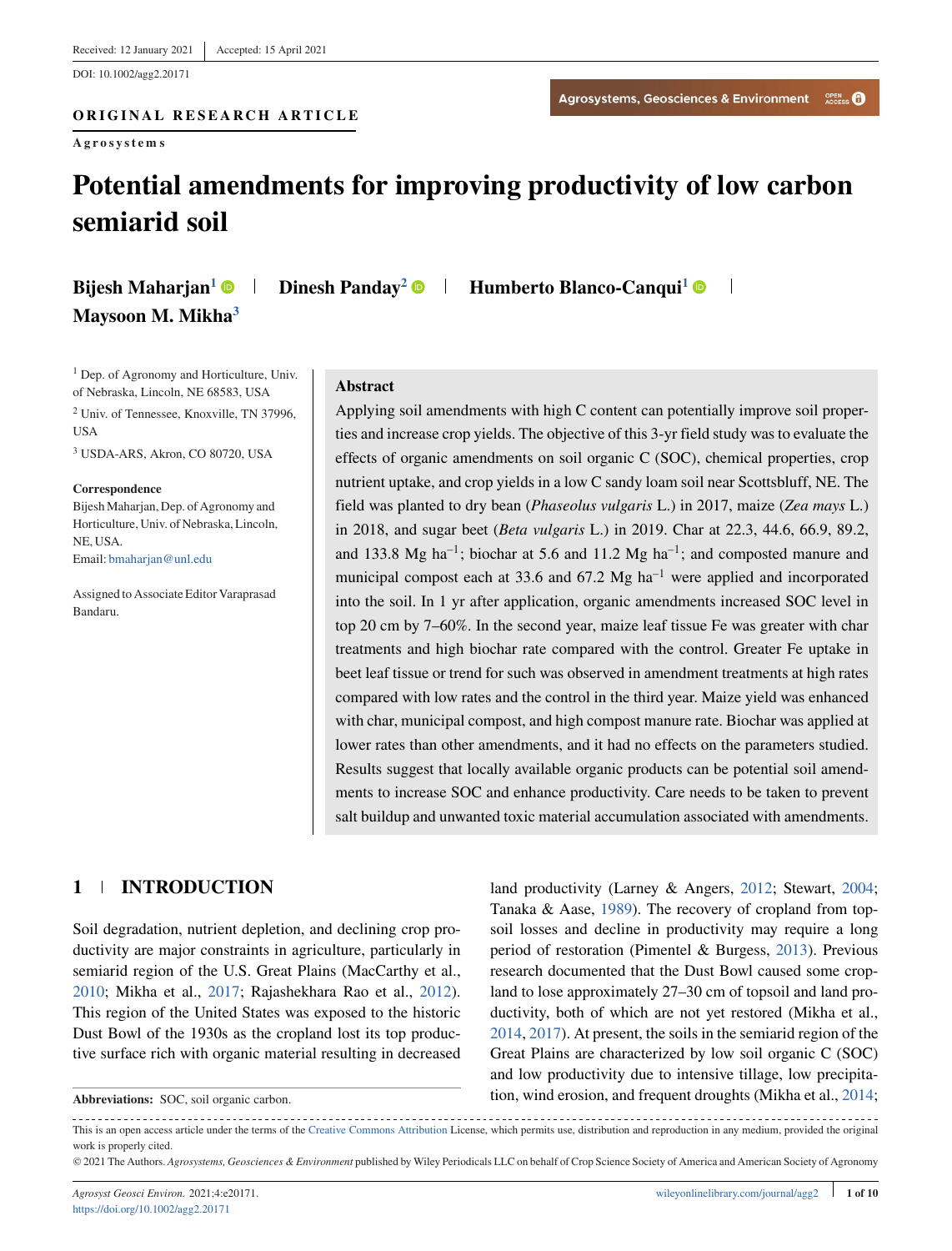Received: 12 January 2021 | Accepted: 15 April 2021

DOI: 10.1002/agg2.20171

**ORIGINAL RESEARCH ARTICLE**

**Agrosystems**

# Potential amendments for improving productivity of low carbon semiarid soil

**Bijesh Maharjan**[1] | **Dinesh Panday**[2] | **Humberto Blanco-Canqui**[1] | **Maysoon M. Mikha**[3]

[1] Dep. of Agronomy and Horticulture, Univ. of Nebraska, Lincoln, NE 68583, USA

[2] Univ. of Tennessee, Knoxville, TN 37996, USA

[3] USDA-ARS, Akron, CO 80720, USA

**Correspondence**
Bijesh Maharjan, Dep. of Agronomy and Horticulture, Univ. of Nebraska, Lincoln, NE, USA.
Email: bmaharjan@unl.edu

Assigned to Associate Editor Varaprasad Bandaru.

## Abstract

Applying soil amendments with high C content can potentially improve soil properties and increase crop yields. The objective of this 3-yr field study was to evaluate the effects of organic amendments on soil organic C (SOC), chemical properties, crop nutrient uptake, and crop yields in a low C sandy loam soil near Scottsbluff, NE. The field was planted to dry bean (*Phaseolus vulgaris* L.) in 2017, maize (*Zea mays* L.) in 2018, and sugar beet (*Beta vulgaris* L.) in 2019. Char at 22.3, 44.6, 66.9, 89.2, and 133.8 Mg ha$^{-1}$; biochar at 5.6 and 11.2 Mg ha$^{-1}$; and composted manure and municipal compost each at 33.6 and 67.2 Mg ha$^{-1}$ were applied and incorporated into the soil. In 1 yr after application, organic amendments increased SOC level in top 20 cm by 7–60%. In the second year, maize leaf tissue Fe was greater with char treatments and high biochar rate compared with the control. Greater Fe uptake in beet leaf tissue or trend for such was observed in amendment treatments at high rates compared with low rates and the control in the third year. Maize yield was enhanced with char, municipal compost, and high compost manure rate. Biochar was applied at lower rates than other amendments, and it had no effects on the parameters studied. Results suggest that locally available organic products can be potential soil amendments to increase SOC and enhance productivity. Care needs to be taken to prevent salt buildup and unwanted toxic material accumulation associated with amendments.

## 1 | INTRODUCTION

Soil degradation, nutrient depletion, and declining crop productivity are major constraints in agriculture, particularly in semiarid region of the U.S. Great Plains (MacCarthy et al., 2010; Mikha et al., 2017; Rajashekhara Rao et al., 2012). This region of the United States was exposed to the historic Dust Bowl of the 1930s as the cropland lost its top productive surface rich with organic material resulting in decreased land productivity (Larney & Angers, 2012; Stewart, 2004; Tanaka & Aase, 1989). The recovery of cropland from topsoil losses and decline in productivity may require a long period of restoration (Pimentel & Burgess, 2013). Previous research documented that the Dust Bowl caused some cropland to lose approximately 27–30 cm of topsoil and land productivity, both of which are not yet restored (Mikha et al., 2014, 2017). At present, the soils in the semiarid region of the Great Plains are characterized by low soil organic C (SOC) and low productivity due to intensive tillage, low precipitation, wind erosion, and frequent droughts (Mikha et al., 2014;

**Abbreviations:** SOC, soil organic carbon.

This is an open access article under the terms of the Creative Commons Attribution License, which permits use, distribution and reproduction in any medium, provided the original work is properly cited.

© 2021 The Authors. *Agrosystems, Geosciences & Environment* published by Wiley Periodicals LLC on behalf of Crop Science Society of America and American Society of Agronomy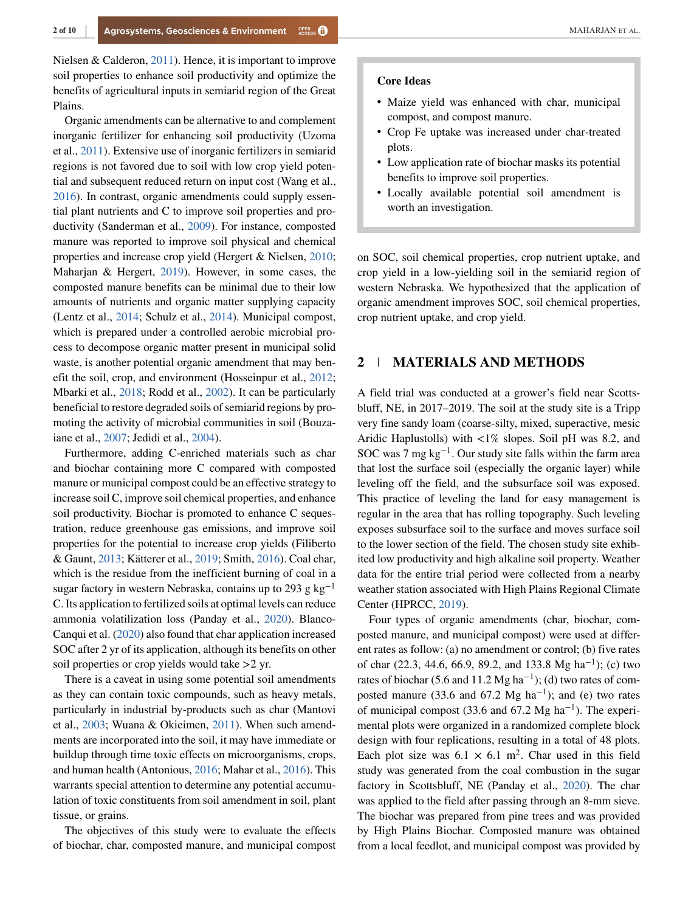Nielsen & Calderon, 2011). Hence, it is important to improve soil properties to enhance soil productivity and optimize the benefits of agricultural inputs in semiarid region of the Great Plains.

Organic amendments can be alternative to and complement inorganic fertilizer for enhancing soil productivity (Uzoma et al., 2011). Extensive use of inorganic fertilizers in semiarid regions is not favored due to soil with low crop yield potential and subsequent reduced return on input cost (Wang et al., 2016). In contrast, organic amendments could supply essential plant nutrients and C to improve soil properties and productivity (Sanderman et al., 2009). For instance, composted manure was reported to improve soil physical and chemical properties and increase crop yield (Hergert & Nielsen, 2010; Maharjan & Hergert, 2019). However, in some cases, the composted manure benefits can be minimal due to their low amounts of nutrients and organic matter supplying capacity (Lentz et al., 2014; Schulz et al., 2014). Municipal compost, which is prepared under a controlled aerobic microbial process to decompose organic matter present in municipal solid waste, is another potential organic amendment that may benefit the soil, crop, and environment (Hosseinpur et al., 2012; Mbarki et al., 2018; Rodd et al., 2002). It can be particularly beneficial to restore degraded soils of semiarid regions by promoting the activity of microbial communities in soil (Bouzaiane et al., 2007; Jedidi et al., 2004).

Furthermore, adding C-enriched materials such as char and biochar containing more C compared with composted manure or municipal compost could be an effective strategy to increase soil C, improve soil chemical properties, and enhance soil productivity. Biochar is promoted to enhance C sequestration, reduce greenhouse gas emissions, and improve soil properties for the potential to increase crop yields (Filiberto & Gaunt, 2013; Kätterer et al., 2019; Smith, 2016). Coal char, which is the residue from the inefficient burning of coal in a sugar factory in western Nebraska, contains up to 293 g $kg^{-1}$ C. Its application to fertilized soils at optimal levels can reduce ammonia volatilization loss (Panday et al., 2020). Blanco-Canqui et al. (2020) also found that char application increased SOC after 2 yr of its application, although its benefits on other soil properties or crop yields would take >2 yr.

There is a caveat in using some potential soil amendments as they can contain toxic compounds, such as heavy metals, particularly in industrial by-products such as char (Mantovi et al., 2003; Wuana & Okieimen, 2011). When such amendments are incorporated into the soil, it may have immediate or buildup through time toxic effects on microorganisms, crops, and human health (Antonious, 2016; Mahar et al., 2016). This warrants special attention to determine any potential accumulation of toxic constituents from soil amendment in soil, plant tissue, or grains.

The objectives of this study were to evaluate the effects of biochar, char, composted manure, and municipal compost on SOC, soil chemical properties, crop nutrient uptake, and crop yield in a low-yielding soil in the semiarid region of western Nebraska. We hypothesized that the application of organic amendment improves SOC, soil chemical properties, crop nutrient uptake, and crop yield.

**Core Ideas**

- Maize yield was enhanced with char, municipal compost, and compost manure.
- Crop Fe uptake was increased under char-treated plots.
- Low application rate of biochar masks its potential benefits to improve soil properties.
- Locally available potential soil amendment is worth an investigation.

## 2 | MATERIALS AND METHODS

A field trial was conducted at a grower's field near Scottsbluff, NE, in 2017–2019. The soil at the study site is a Tripp very fine sandy loam (coarse-silty, mixed, superactive, mesic Aridic Haplustolls) with <1% slopes. Soil pH was 8.2, and SOC was 7 mg $kg^{-1}$. Our study site falls within the farm area that lost the surface soil (especially the organic layer) while leveling off the field, and the subsurface soil was exposed. This practice of leveling the land for easy management is regular in the area that has rolling topography. Such leveling exposes subsurface soil to the surface and moves surface soil to the lower section of the field. The chosen study site exhibited low productivity and high alkaline soil property. Weather data for the entire trial period were collected from a nearby weather station associated with High Plains Regional Climate Center (HPRCC, 2019).

Four types of organic amendments (char, biochar, composted manure, and municipal compost) were used at different rates as follow: (a) no amendment or control; (b) five rates of char (22.3, 44.6, 66.9, 89.2, and 133.8 Mg $ha^{-1}$); (c) two rates of biochar (5.6 and 11.2 Mg $ha^{-1}$); (d) two rates of composted manure (33.6 and 67.2 Mg $ha^{-1}$); and (e) two rates of municipal compost (33.6 and 67.2 Mg $ha^{-1}$). The experimental plots were organized in a randomized complete block design with four replications, resulting in a total of 48 plots. Each plot size was 6.1 × 6.1 $m^2$. Char used in this field study was generated from the coal combustion in the sugar factory in Scottsbluff, NE (Panday et al., 2020). The char was applied to the field after passing through an 8-mm sieve. The biochar was prepared from pine trees and was provided by High Plains Biochar. Composted manure was obtained from a local feedlot, and municipal compost was provided by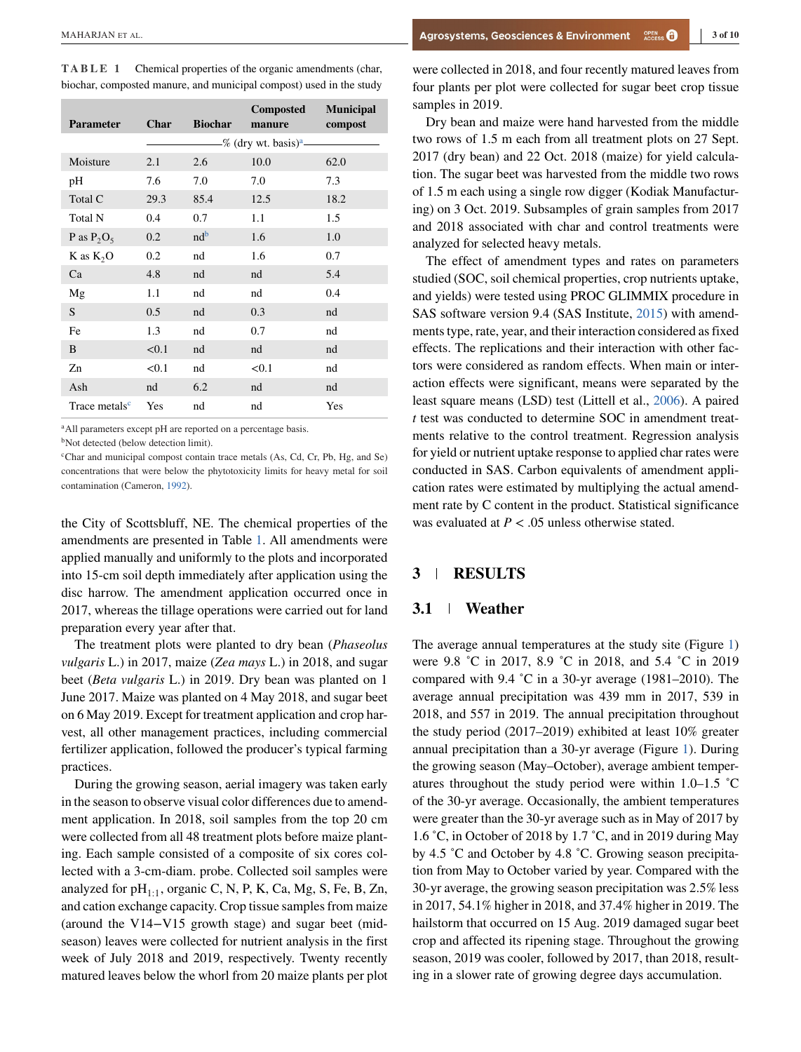**TABLE 1** Chemical properties of the organic amendments (char, biochar, composted manure, and municipal compost) used in the study

| Parameter | Char | Biochar | Composted manure | Municipal compost |
|---|---|---|---|---|
| | % (dry wt. basis)[a] | | | |
| Moisture | 2.1 | 2.6 | 10.0 | 62.0 |
| pH | 7.6 | 7.0 | 7.0 | 7.3 |
| Total C | 29.3 | 85.4 | 12.5 | 18.2 |
| Total N | 0.4 | 0.7 | 1.1 | 1.5 |
| P as $P_2O_5$ | 0.2 | nd[b] | 1.6 | 1.0 |
| K as $K_2O$ | 0.2 | nd | 1.6 | 0.7 |
| Ca | 4.8 | nd | nd | 5.4 |
| Mg | 1.1 | nd | nd | 0.4 |
| S | 0.5 | nd | 0.3 | nd |
| Fe | 1.3 | nd | 0.7 | nd |
| B | <0.1 | nd | nd | nd |
| Zn | <0.1 | nd | <0.1 | nd |
| Ash | nd | 6.2 | nd | nd |
| Trace metals[c] | Yes | nd | nd | Yes |

[a]All parameters except pH are reported on a percentage basis.
[b]Not detected (below detection limit).
[c]Char and municipal compost contain trace metals (As, Cd, Cr, Pb, Hg, and Se) concentrations that were below the phytotoxicity limits for heavy metal for soil contamination (Cameron, 1992).

the City of Scottsbluff, NE. The chemical properties of the amendments are presented in Table 1. All amendments were applied manually and uniformly to the plots and incorporated into 15-cm soil depth immediately after application using the disc harrow. The amendment application occurred once in 2017, whereas the tillage operations were carried out for land preparation every year after that.

The treatment plots were planted to dry bean (*Phaseolus vulgaris* L.) in 2017, maize (*Zea mays* L.) in 2018, and sugar beet (*Beta vulgaris* L.) in 2019. Dry bean was planted on 1 June 2017. Maize was planted on 4 May 2018, and sugar beet on 6 May 2019. Except for treatment application and crop harvest, all other management practices, including commercial fertilizer application, followed the producer's typical farming practices.

During the growing season, aerial imagery was taken early in the season to observe visual color differences due to amendment application. In 2018, soil samples from the top 20 cm were collected from all 48 treatment plots before maize planting. Each sample consisted of a composite of six cores collected with a 3-cm-diam. probe. Collected soil samples were analyzed for $pH_{1:1}$, organic C, N, P, K, Ca, Mg, S, Fe, B, Zn, and cation exchange capacity. Crop tissue samples from maize (around the V14–V15 growth stage) and sugar beet (mid-season) leaves were collected for nutrient analysis in the first week of July 2018 and 2019, respectively. Twenty recently matured leaves below the whorl from 20 maize plants per plot were collected in 2018, and four recently matured leaves from four plants per plot were collected for sugar beet crop tissue samples in 2019.

Dry bean and maize were hand harvested from the middle two rows of 1.5 m each from all treatment plots on 27 Sept. 2017 (dry bean) and 22 Oct. 2018 (maize) for yield calculation. The sugar beet was harvested from the middle two rows of 1.5 m each using a single row digger (Kodiak Manufacturing) on 3 Oct. 2019. Subsamples of grain samples from 2017 and 2018 associated with char and control treatments were analyzed for selected heavy metals.

The effect of amendment types and rates on parameters studied (SOC, soil chemical properties, crop nutrients uptake, and yields) were tested using PROC GLIMMIX procedure in SAS software version 9.4 (SAS Institute, 2015) with amendments type, rate, year, and their interaction considered as fixed effects. The replications and their interaction with other factors were considered as random effects. When main or interaction effects were significant, means were separated by the least square means (LSD) test (Littell et al., 2006). A paired *t* test was conducted to determine SOC in amendment treatments relative to the control treatment. Regression analysis for yield or nutrient uptake response to applied char rates were conducted in SAS. Carbon equivalents of amendment application rates were estimated by multiplying the actual amendment rate by C content in the product. Statistical significance was evaluated at $P < .05$ unless otherwise stated.

## 3 | RESULTS

### 3.1 | Weather

The average annual temperatures at the study site (Figure 1) were 9.8 ˚C in 2017, 8.9 ˚C in 2018, and 5.4 ˚C in 2019 compared with 9.4 ˚C in a 30-yr average (1981–2010). The average annual precipitation was 439 mm in 2017, 539 in 2018, and 557 in 2019. The annual precipitation throughout the study period (2017–2019) exhibited at least 10% greater annual precipitation than a 30-yr average (Figure 1). During the growing season (May–October), average ambient temperatures throughout the study period were within 1.0–1.5 ˚C of the 30-yr average. Occasionally, the ambient temperatures were greater than the 30-yr average such as in May of 2017 by 1.6 ˚C, in October of 2018 by 1.7 ˚C, and in 2019 during May by 4.5 ˚C and October by 4.8 ˚C. Growing season precipitation from May to October varied by year. Compared with the 30-yr average, the growing season precipitation was 2.5% less in 2017, 54.1% higher in 2018, and 37.4% higher in 2019. The hailstorm that occurred on 15 Aug. 2019 damaged sugar beet crop and affected its ripening stage. Throughout the growing season, 2019 was cooler, followed by 2017, than 2018, resulting in a slower rate of growing degree days accumulation.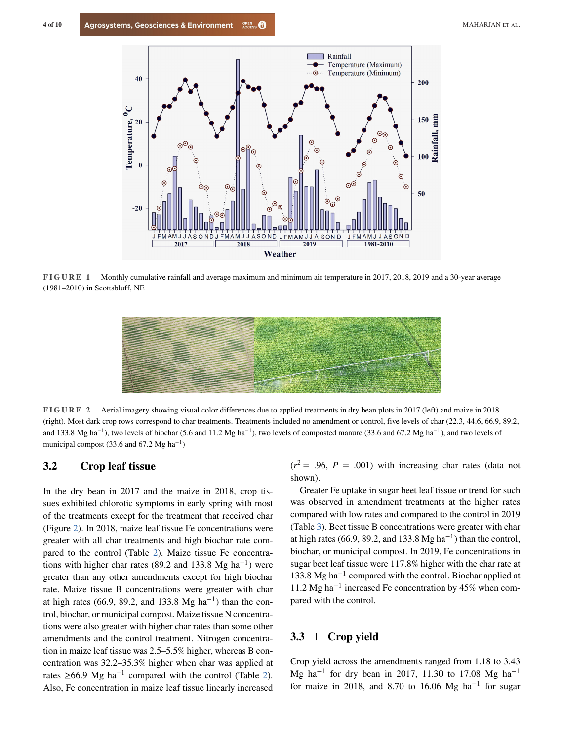FIGURE 1 Monthly cumulative rainfall and average maximum and minimum air temperature in 2017, 2018, 2019 and a 30-year average (1981–2010) in Scottsbluff, NE

FIGURE 2 Aerial imagery showing visual color differences due to applied treatments in dry bean plots in 2017 (left) and maize in 2018 (right). Most dark crop rows correspond to char treatments. Treatments included no amendment or control, five levels of char (22.3, 44.6, 66.9, 89.2, and 133.8 Mg ha$^{-1}$), two levels of biochar (5.6 and 11.2 Mg ha$^{-1}$), two levels of composted manure (33.6 and 67.2 Mg ha$^{-1}$), and two levels of municipal compost (33.6 and 67.2 Mg ha$^{-1}$)

## 3.2 | Crop leaf tissue

In the dry bean in 2017 and the maize in 2018, crop tissues exhibited chlorotic symptoms in early spring with most of the treatments except for the treatment that received char (Figure 2). In 2018, maize leaf tissue Fe concentrations were greater with all char treatments and high biochar rate compared to the control (Table 2). Maize tissue Fe concentrations with higher char rates (89.2 and 133.8 Mg ha$^{-1}$) were greater than any other amendments except for high biochar rate. Maize tissue B concentrations were greater with char at high rates (66.9, 89.2, and 133.8 Mg ha$^{-1}$) than the control, biochar, or municipal compost. Maize tissue N concentrations were also greater with higher char rates than some other amendments and the control treatment. Nitrogen concentration in maize leaf tissue was 2.5–5.5% higher, whereas B concentration was 32.2–35.3% higher when char was applied at rates ≥66.9 Mg ha$^{-1}$ compared with the control (Table 2). Also, Fe concentration in maize leaf tissue linearly increased ($r^2$ = .96, $P$ = .001) with increasing char rates (data not shown).

Greater Fe uptake in sugar beet leaf tissue or trend for such was observed in amendment treatments at the higher rates compared with low rates and compared to the control in 2019 (Table 3). Beet tissue B concentrations were greater with char at high rates (66.9, 89.2, and 133.8 Mg ha$^{-1}$) than the control, biochar, or municipal compost. In 2019, Fe concentrations in sugar beet leaf tissue were 117.8% higher with the char rate at 133.8 Mg ha$^{-1}$ compared with the control. Biochar applied at 11.2 Mg ha$^{-1}$ increased Fe concentration by 45% when compared with the control.

## 3.3 | Crop yield

Crop yield across the amendments ranged from 1.18 to 3.43 Mg ha$^{-1}$ for dry bean in 2017, 11.30 to 17.08 Mg ha$^{-1}$ for maize in 2018, and 8.70 to 16.06 Mg ha$^{-1}$ for sugar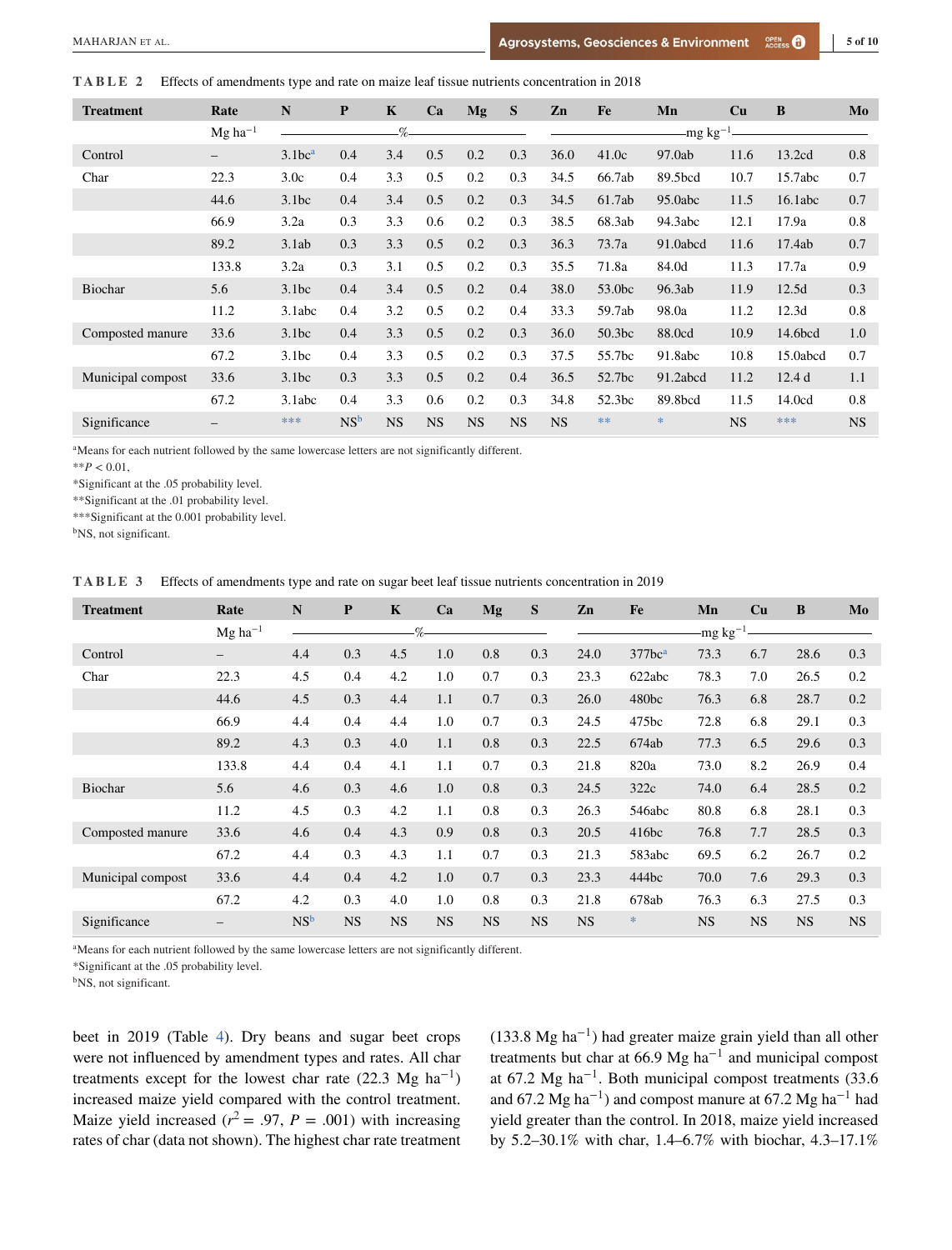**TABLE 2** Effects of amendments type and rate on maize leaf tissue nutrients concentration in 2018

| Treatment | Rate | N | P | K | Ca | Mg | S | Zn | Fe | Mn | Cu | B | Mo |
|---|---|---|---|---|---|---|---|---|---|---|---|---|---|
| | Mg ha$^{-1}$ | % | | | | | | mg kg$^{-1}$ | | | | | |
| Control | – | 3.1bc[a] | 0.4 | 3.4 | 0.5 | 0.2 | 0.3 | 36.0 | 41.0c | 97.0ab | 11.6 | 13.2cd | 0.8 |
| Char | 22.3 | 3.0c | 0.4 | 3.3 | 0.5 | 0.2 | 0.3 | 34.5 | 66.7ab | 89.5bcd | 10.7 | 15.7abc | 0.7 |
| | 44.6 | 3.1bc | 0.4 | 3.4 | 0.5 | 0.2 | 0.3 | 34.5 | 61.7ab | 95.0abc | 11.5 | 16.1abc | 0.7 |
| | 66.9 | 3.2a | 0.3 | 3.3 | 0.6 | 0.2 | 0.3 | 38.5 | 68.3ab | 94.3abc | 12.1 | 17.9a | 0.8 |
| | 89.2 | 3.1ab | 0.3 | 3.3 | 0.5 | 0.2 | 0.3 | 36.3 | 73.7a | 91.0abcd | 11.6 | 17.4ab | 0.7 |
| | 133.8 | 3.2a | 0.3 | 3.1 | 0.5 | 0.2 | 0.3 | 35.5 | 71.8a | 84.0d | 11.3 | 17.7a | 0.9 |
| Biochar | 5.6 | 3.1bc | 0.4 | 3.4 | 0.5 | 0.2 | 0.4 | 38.0 | 53.0bc | 96.3ab | 11.9 | 12.5d | 0.3 |
| | 11.2 | 3.1abc | 0.4 | 3.2 | 0.5 | 0.2 | 0.4 | 33.3 | 59.7ab | 98.0a | 11.2 | 12.3d | 0.8 |
| Composted manure | 33.6 | 3.1bc | 0.4 | 3.3 | 0.5 | 0.2 | 0.3 | 36.0 | 50.3bc | 88.0cd | 10.9 | 14.6bcd | 1.0 |
| | 67.2 | 3.1bc | 0.4 | 3.3 | 0.5 | 0.2 | 0.3 | 37.5 | 55.7bc | 91.8abc | 10.8 | 15.0abcd | 0.7 |
| Municipal compost | 33.6 | 3.1bc | 0.3 | 3.3 | 0.5 | 0.2 | 0.4 | 36.5 | 52.7bc | 91.2abcd | 11.2 | 12.4 d | 1.1 |
| | 67.2 | 3.1abc | 0.4 | 3.3 | 0.6 | 0.2 | 0.3 | 34.8 | 52.3bc | 89.8bcd | 11.5 | 14.0cd | 0.8 |
| Significance | – | *** | NS[b] | NS | NS | NS | NS | NS | ** | * | NS | *** | NS |

[a]Means for each nutrient followed by the same lowercase letters are not significantly different.
**$P < 0.01$.
*Significant at the .05 probability level.
**Significant at the .01 probability level.
***Significant at the 0.001 probability level.
[b]NS, not significant.

**TABLE 3** Effects of amendments type and rate on sugar beet leaf tissue nutrients concentration in 2019

| Treatment | Rate | N | P | K | Ca | Mg | S | Zn | Fe | Mn | Cu | B | Mo |
|---|---|---|---|---|---|---|---|---|---|---|---|---|---|
| | Mg ha$^{-1}$ | % | | | | | | mg kg$^{-1}$ | | | | | |
| Control | – | 4.4 | 0.3 | 4.5 | 1.0 | 0.8 | 0.3 | 24.0 | 377bc[a] | 73.3 | 6.7 | 28.6 | 0.3 |
| Char | 22.3 | 4.5 | 0.4 | 4.2 | 1.0 | 0.7 | 0.3 | 23.3 | 622abc | 78.3 | 7.0 | 26.5 | 0.2 |
| | 44.6 | 4.5 | 0.3 | 4.4 | 1.1 | 0.7 | 0.3 | 26.0 | 480bc | 76.3 | 6.8 | 28.7 | 0.2 |
| | 66.9 | 4.4 | 0.4 | 4.4 | 1.0 | 0.7 | 0.3 | 24.5 | 475bc | 72.8 | 6.8 | 29.1 | 0.3 |
| | 89.2 | 4.3 | 0.3 | 4.0 | 1.1 | 0.8 | 0.3 | 22.5 | 674ab | 77.3 | 6.5 | 29.6 | 0.3 |
| | 133.8 | 4.4 | 0.4 | 4.1 | 1.1 | 0.7 | 0.3 | 21.8 | 820a | 73.0 | 8.2 | 26.9 | 0.4 |
| Biochar | 5.6 | 4.6 | 0.3 | 4.6 | 1.0 | 0.8 | 0.3 | 24.5 | 322c | 74.0 | 6.4 | 28.5 | 0.2 |
| | 11.2 | 4.5 | 0.3 | 4.2 | 1.1 | 0.8 | 0.3 | 26.3 | 546abc | 80.8 | 6.8 | 28.1 | 0.3 |
| Composted manure | 33.6 | 4.6 | 0.4 | 4.3 | 0.9 | 0.8 | 0.3 | 20.5 | 416bc | 76.8 | 7.7 | 28.5 | 0.3 |
| | 67.2 | 4.4 | 0.3 | 4.3 | 1.1 | 0.7 | 0.3 | 21.3 | 583abc | 69.5 | 6.2 | 26.7 | 0.2 |
| Municipal compost | 33.6 | 4.4 | 0.4 | 4.2 | 1.0 | 0.7 | 0.3 | 23.3 | 444bc | 70.0 | 7.6 | 29.3 | 0.3 |
| | 67.2 | 4.2 | 0.3 | 4.0 | 1.0 | 0.8 | 0.3 | 21.8 | 678ab | 76.3 | 6.3 | 27.5 | 0.3 |
| Significance | – | NS[b] | NS | NS | NS | NS | NS | NS | * | NS | NS | NS | NS |

[a]Means for each nutrient followed by the same lowercase letters are not significantly different.
*Significant at the .05 probability level.
[b]NS, not significant.

beet in 2019 (Table 4). Dry beans and sugar beet crops were not influenced by amendment types and rates. All char treatments except for the lowest char rate (22.3 Mg ha$^{-1}$) increased maize yield compared with the control treatment. Maize yield increased ($r^2 = .97$, $P = .001$) with increasing rates of char (data not shown). The highest char rate treatment (133.8 Mg ha$^{-1}$) had greater maize grain yield than all other treatments but char at 66.9 Mg ha$^{-1}$ and municipal compost at 67.2 Mg ha$^{-1}$. Both municipal compost treatments (33.6 and 67.2 Mg ha$^{-1}$) and compost manure at 67.2 Mg ha$^{-1}$ had yield greater than the control. In 2018, maize yield increased by 5.2–30.1% with char, 1.4–6.7% with biochar, 4.3–17.1%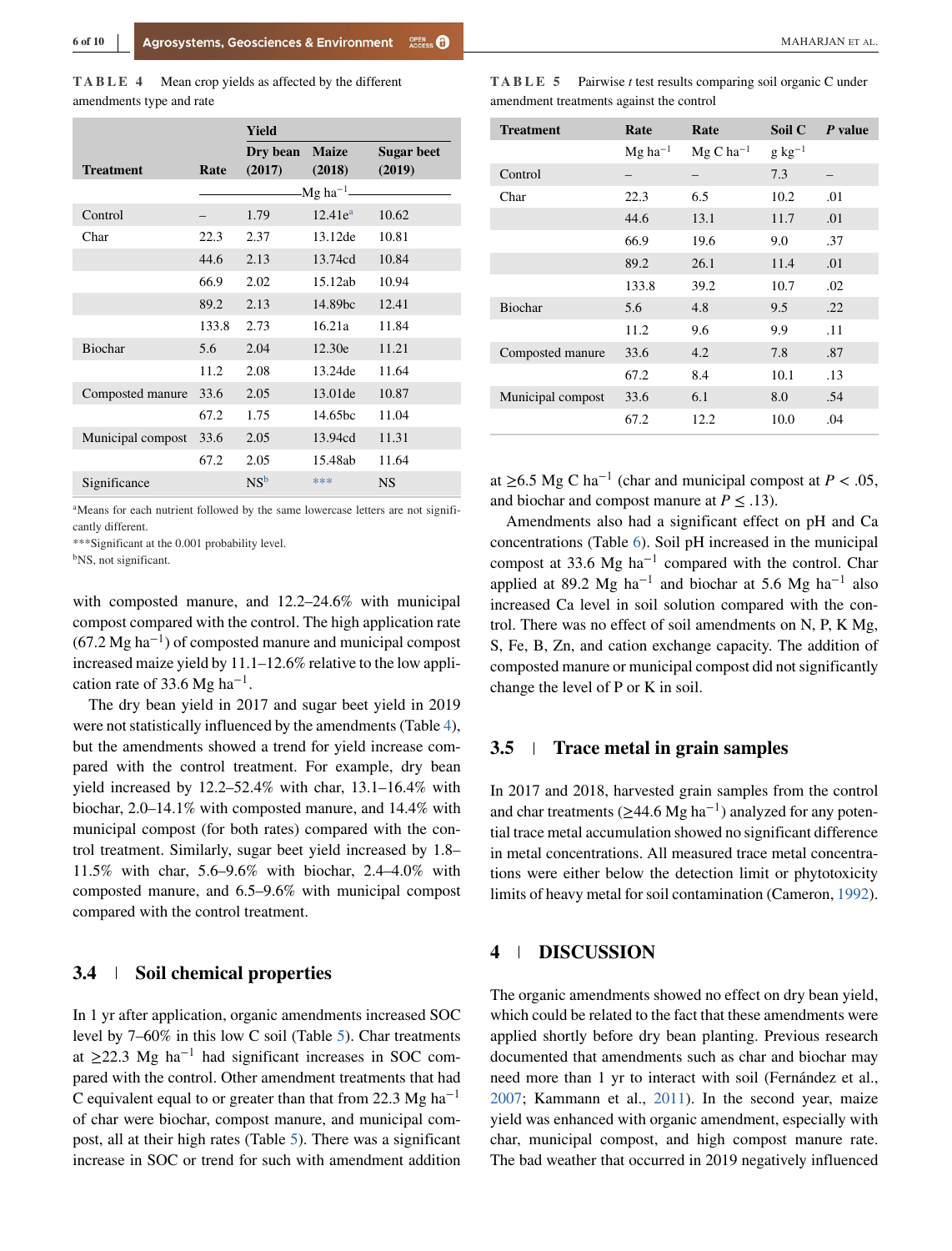**TABLE 4** Mean crop yields as affected by the different amendments type and rate

| Treatment | Rate | Yield | | |
|---|---|---|---|---|
| | | Dry bean (2017) | Maize (2018) | Sugar beet (2019) |
| | | Mg ha$^{-1}$ | | |
| Control | – | 1.79 | 12.41e[a] | 10.62 |
| Char | 22.3 | 2.37 | 13.12de | 10.81 |
| | 44.6 | 2.13 | 13.74cd | 10.84 |
| | 66.9 | 2.02 | 15.12ab | 10.94 |
| | 89.2 | 2.13 | 14.89bc | 12.41 |
| | 133.8 | 2.73 | 16.21a | 11.84 |
| Biochar | 5.6 | 2.04 | 12.30e | 11.21 |
| | 11.2 | 2.08 | 13.24de | 11.64 |
| Composted manure | 33.6 | 2.05 | 13.01de | 10.87 |
| | 67.2 | 1.75 | 14.65bc | 11.04 |
| Municipal compost | 33.6 | 2.05 | 13.94cd | 11.31 |
| | 67.2 | 2.05 | 15.48ab | 11.64 |
| Significance | | NS[b] | *** | NS |

[a]Means for each nutrient followed by the same lowercase letters are not significantly different.

***Significant at the 0.001 probability level.

[b]NS, not significant.

with composted manure, and 12.2–24.6% with municipal compost compared with the control. The high application rate (67.2 Mg ha$^{-1}$) of composted manure and municipal compost increased maize yield by 11.1–12.6% relative to the low application rate of 33.6 Mg ha$^{-1}$.

The dry bean yield in 2017 and sugar beet yield in 2019 were not statistically influenced by the amendments (Table 4), but the amendments showed a trend for yield increase compared with the control treatment. For example, dry bean yield increased by 12.2–52.4% with char, 13.1–16.4% with biochar, 2.0–14.1% with composted manure, and 14.4% with municipal compost (for both rates) compared with the control treatment. Similarly, sugar beet yield increased by 1.8–11.5% with char, 5.6–9.6% with biochar, 2.4–4.0% with composted manure, and 6.5–9.6% with municipal compost compared with the control treatment.

## 3.4 | Soil chemical properties

In 1 yr after application, organic amendments increased SOC level by 7–60% in this low C soil (Table 5). Char treatments at ≥22.3 Mg ha$^{-1}$ had significant increases in SOC compared with the control. Other amendment treatments that had C equivalent equal to or greater than that from 22.3 Mg ha$^{-1}$ of char were biochar, compost manure, and municipal compost, all at their high rates (Table 5). There was a significant increase in SOC or trend for such with amendment addition at ≥6.5 Mg C ha$^{-1}$ (char and municipal compost at $P < .05$, and biochar and compost manure at $P \leq .13$).

**TABLE 5** Pairwise *t* test results comparing soil organic C under amendment treatments against the control

| Treatment | Rate | Rate | Soil C | *P* value |
|---|---|---|---|---|
| | Mg ha$^{-1}$ | Mg C ha$^{-1}$ | g kg$^{-1}$ | |
| Control | – | – | 7.3 | – |
| Char | 22.3 | 6.5 | 10.2 | .01 |
| | 44.6 | 13.1 | 11.7 | .01 |
| | 66.9 | 19.6 | 9.0 | .37 |
| | 89.2 | 26.1 | 11.4 | .01 |
| | 133.8 | 39.2 | 10.7 | .02 |
| Biochar | 5.6 | 4.8 | 9.5 | .22 |
| | 11.2 | 9.6 | 9.9 | .11 |
| Composted manure | 33.6 | 4.2 | 7.8 | .87 |
| | 67.2 | 8.4 | 10.1 | .13 |
| Municipal compost | 33.6 | 6.1 | 8.0 | .54 |
| | 67.2 | 12.2 | 10.0 | .04 |

Amendments also had a significant effect on pH and Ca concentrations (Table 6). Soil pH increased in the municipal compost at 33.6 Mg ha$^{-1}$ compared with the control. Char applied at 89.2 Mg ha$^{-1}$ and biochar at 5.6 Mg ha$^{-1}$ also increased Ca level in soil solution compared with the control. There was no effect of soil amendments on N, P, K Mg, S, Fe, B, Zn, and cation exchange capacity. The addition of composted manure or municipal compost did not significantly change the level of P or K in soil.

## 3.5 | Trace metal in grain samples

In 2017 and 2018, harvested grain samples from the control and char treatments (≥44.6 Mg ha$^{-1}$) analyzed for any potential trace metal accumulation showed no significant difference in metal concentrations. All measured trace metal concentrations were either below the detection limit or phytotoxicity limits of heavy metal for soil contamination (Cameron, 1992).

# 4 | DISCUSSION

The organic amendments showed no effect on dry bean yield, which could be related to the fact that these amendments were applied shortly before dry bean planting. Previous research documented that amendments such as char and biochar may need more than 1 yr to interact with soil (Fernández et al., 2007; Kammann et al., 2011). In the second year, maize yield was enhanced with organic amendment, especially with char, municipal compost, and high compost manure rate. The bad weather that occurred in 2019 negatively influenced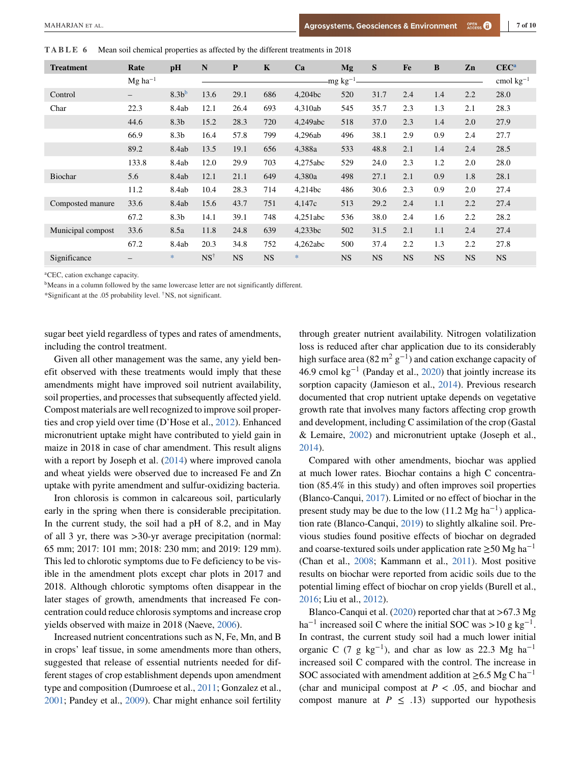**TABLE 6** Mean soil chemical properties as affected by the different treatments in 2018

| Treatment | Rate | pH | N | P | K | Ca | Mg | S | Fe | B | Zn | CEC[a] |
|---|---|---|---|---|---|---|---|---|---|---|---|---|
| | Mg ha$^{-1}$ | mg kg$^{-1}$ | | | | | | | | | | cmol kg$^{-1}$ |
| Control | – | 8.3b[b] | 13.6 | 29.1 | 686 | 4,204bc | 520 | 31.7 | 2.4 | 1.4 | 2.2 | 28.0 |
| Char | 22.3 | 8.4ab | 12.1 | 26.4 | 693 | 4,310ab | 545 | 35.7 | 2.3 | 1.3 | 2.1 | 28.3 |
| | 44.6 | 8.3b | 15.2 | 28.3 | 720 | 4,249abc | 518 | 37.0 | 2.3 | 1.4 | 2.0 | 27.9 |
| | 66.9 | 8.3b | 16.4 | 57.8 | 799 | 4,296ab | 496 | 38.1 | 2.9 | 0.9 | 2.4 | 27.7 |
| | 89.2 | 8.4ab | 13.5 | 19.1 | 656 | 4,388a | 533 | 48.8 | 2.1 | 1.4 | 2.4 | 28.5 |
| | 133.8 | 8.4ab | 12.0 | 29.9 | 703 | 4,275abc | 529 | 24.0 | 2.3 | 1.2 | 2.0 | 28.0 |
| Biochar | 5.6 | 8.4ab | 12.1 | 21.1 | 649 | 4,380a | 498 | 27.1 | 2.1 | 0.9 | 1.8 | 28.1 |
| | 11.2 | 8.4ab | 10.4 | 28.3 | 714 | 4,214bc | 486 | 30.6 | 2.3 | 0.9 | 2.0 | 27.4 |
| Composted manure | 33.6 | 8.4ab | 15.6 | 43.7 | 751 | 4,147c | 513 | 29.2 | 2.4 | 1.1 | 2.2 | 27.4 |
| | 67.2 | 8.3b | 14.1 | 39.1 | 748 | 4,251abc | 536 | 38.0 | 2.4 | 1.6 | 2.2 | 28.2 |
| Municipal compost | 33.6 | 8.5a | 11.8 | 24.8 | 639 | 4,233bc | 502 | 31.5 | 2.1 | 1.1 | 2.4 | 27.4 |
| | 67.2 | 8.4ab | 20.3 | 34.8 | 752 | 4,262abc | 500 | 37.4 | 2.2 | 1.3 | 2.2 | 27.8 |
| Significance | – | * | NS[†] | NS | NS | * | NS | NS | NS | NS | NS | NS |

[a]CEC, cation exchange capacity.

[b]Means in a column followed by the same lowercase letter are not significantly different.

*Significant at the .05 probability level. [†]NS, not significant.

sugar beet yield regardless of types and rates of amendments, including the control treatment.

Given all other management was the same, any yield benefit observed with these treatments would imply that these amendments might have improved soil nutrient availability, soil properties, and processes that subsequently affected yield. Compost materials are well recognized to improve soil properties and crop yield over time (D'Hose et al., 2012). Enhanced micronutrient uptake might have contributed to yield gain in maize in 2018 in case of char amendment. This result aligns with a report by Joseph et al. (2014) where improved canola and wheat yields were observed due to increased Fe and Zn uptake with pyrite amendment and sulfur-oxidizing bacteria.

Iron chlorosis is common in calcareous soil, particularly early in the spring when there is considerable precipitation. In the current study, the soil had a pH of 8.2, and in May of all 3 yr, there was >30-yr average precipitation (normal: 65 mm; 2017: 101 mm; 2018: 230 mm; and 2019: 129 mm). This led to chlorotic symptoms due to Fe deficiency to be visible in the amendment plots except char plots in 2017 and 2018. Although chlorotic symptoms often disappear in the later stages of growth, amendments that increased Fe concentration could reduce chlorosis symptoms and increase crop yields observed with maize in 2018 (Naeve, 2006).

Increased nutrient concentrations such as N, Fe, Mn, and B in crops' leaf tissue, in some amendments more than others, suggested that release of essential nutrients needed for different stages of crop establishment depends upon amendment type and composition (Dumroese et al., 2011; Gonzalez et al., 2001; Pandey et al., 2009). Char might enhance soil fertility through greater nutrient availability. Nitrogen volatilization loss is reduced after char application due to its considerably high surface area (82 m$^2$ g$^{-1}$) and cation exchange capacity of 46.9 cmol kg$^{-1}$ (Panday et al., 2020) that jointly increase its sorption capacity (Jamieson et al., 2014). Previous research documented that crop nutrient uptake depends on vegetative growth rate that involves many factors affecting crop growth and development, including C assimilation of the crop (Gastal & Lemaire, 2002) and micronutrient uptake (Joseph et al., 2014).

Compared with other amendments, biochar was applied at much lower rates. Biochar contains a high C concentration (85.4% in this study) and often improves soil properties (Blanco-Canqui, 2017). Limited or no effect of biochar in the present study may be due to the low (11.2 Mg ha$^{-1}$) application rate (Blanco-Canqui, 2019) to slightly alkaline soil. Previous studies found positive effects of biochar on degraded and coarse-textured soils under application rate ≥50 Mg ha$^{-1}$ (Chan et al., 2008; Kammann et al., 2011). Most positive results on biochar were reported from acidic soils due to the potential liming effect of biochar on crop yields (Burell et al., 2016; Liu et al., 2012).

Blanco-Canqui et al. (2020) reported char that at >67.3 Mg ha$^{-1}$ increased soil C where the initial SOC was >10 g kg$^{-1}$. In contrast, the current study soil had a much lower initial organic C (7 g kg$^{-1}$), and char as low as 22.3 Mg ha$^{-1}$ increased soil C compared with the control. The increase in SOC associated with amendment addition at ≥6.5 Mg C ha$^{-1}$ (char and municipal compost at $P < .05$, and biochar and compost manure at $P \leq .13$) supported our hypothesis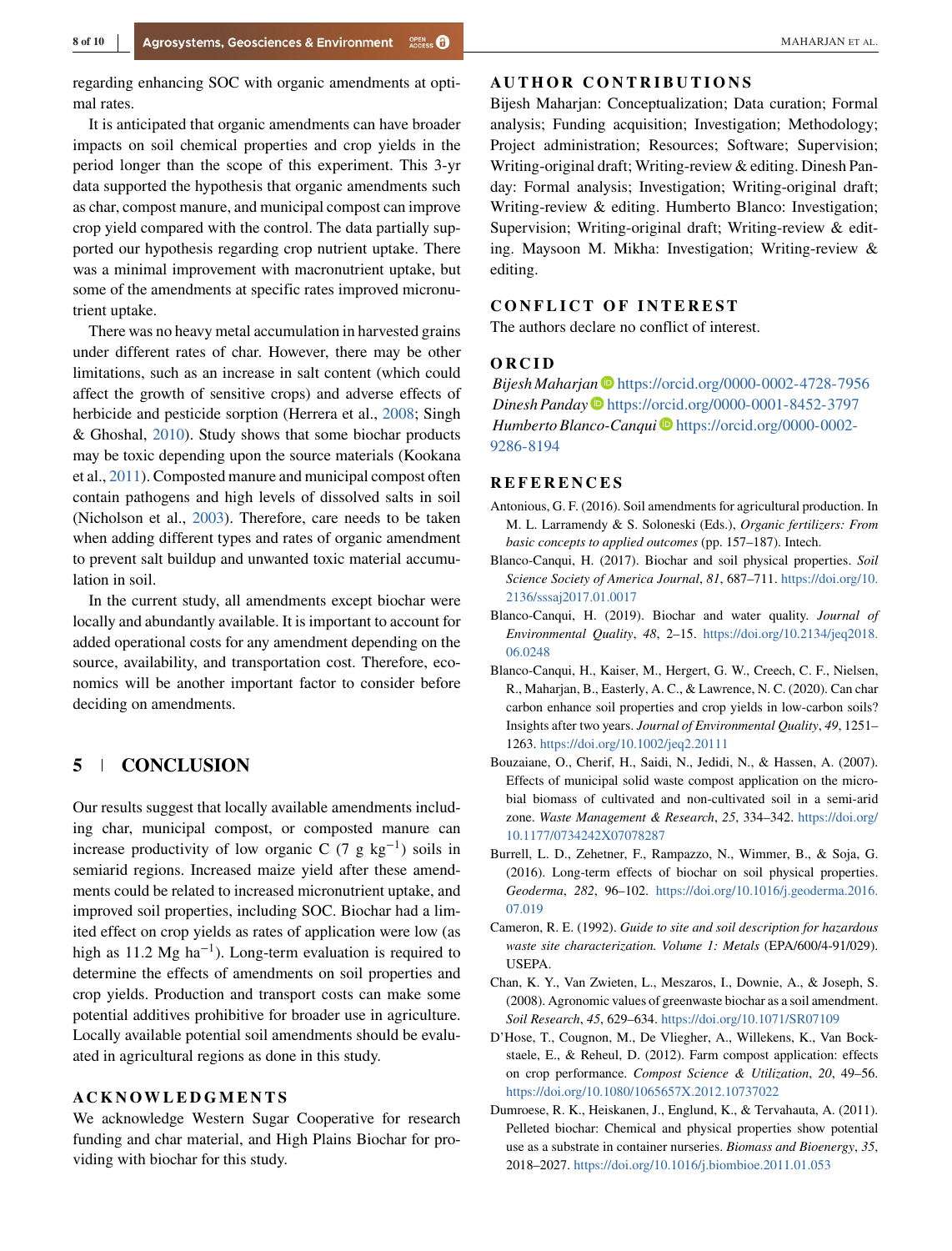regarding enhancing SOC with organic amendments at optimal rates.

It is anticipated that organic amendments can have broader impacts on soil chemical properties and crop yields in the period longer than the scope of this experiment. This 3-yr data supported the hypothesis that organic amendments such as char, compost manure, and municipal compost can improve crop yield compared with the control. The data partially supported our hypothesis regarding crop nutrient uptake. There was a minimal improvement with macronutrient uptake, but some of the amendments at specific rates improved micronutrient uptake.

There was no heavy metal accumulation in harvested grains under different rates of char. However, there may be other limitations, such as an increase in salt content (which could affect the growth of sensitive crops) and adverse effects of herbicide and pesticide sorption (Herrera et al., 2008; Singh & Ghoshal, 2010). Study shows that some biochar products may be toxic depending upon the source materials (Kookana et al., 2011). Composted manure and municipal compost often contain pathogens and high levels of dissolved salts in soil (Nicholson et al., 2003). Therefore, care needs to be taken when adding different types and rates of organic amendment to prevent salt buildup and unwanted toxic material accumulation in soil.

In the current study, all amendments except biochar were locally and abundantly available. It is important to account for added operational costs for any amendment depending on the source, availability, and transportation cost. Therefore, economics will be another important factor to consider before deciding on amendments.

## 5 | CONCLUSION

Our results suggest that locally available amendments including char, municipal compost, or composted manure can increase productivity of low organic C (7 g $kg^{-1}$) soils in semiarid regions. Increased maize yield after these amendments could be related to increased micronutrient uptake, and improved soil properties, including SOC. Biochar had a limited effect on crop yields as rates of application were low (as high as 11.2 Mg $ha^{-1}$). Long-term evaluation is required to determine the effects of amendments on soil properties and crop yields. Production and transport costs can make some potential additives prohibitive for broader use in agriculture. Locally available potential soil amendments should be evaluated in agricultural regions as done in this study.

## ACKNOWLEDGMENTS

We acknowledge Western Sugar Cooperative for research funding and char material, and High Plains Biochar for providing with biochar for this study.

## AUTHOR CONTRIBUTIONS

Bijesh Maharjan: Conceptualization; Data curation; Formal analysis; Funding acquisition; Investigation; Methodology; Project administration; Resources; Software; Supervision; Writing-original draft; Writing-review & editing. Dinesh Panday: Formal analysis; Investigation; Writing-original draft; Writing-review & editing. Humberto Blanco: Investigation; Supervision; Writing-original draft; Writing-review & editing. Maysoon M. Mikha: Investigation; Writing-review & editing.

## CONFLICT OF INTEREST

The authors declare no conflict of interest.

## ORCID

*Bijesh Maharjan* https://orcid.org/0000-0002-4728-7956
*Dinesh Panday* https://orcid.org/0000-0001-8452-3797
*Humberto Blanco-Canqui* https://orcid.org/0000-0002-9286-8194

## REFERENCES

Antonious, G. F. (2016). Soil amendments for agricultural production. In M. L. Larramendy & S. Soloneski (Eds.), *Organic fertilizers: From basic concepts to applied outcomes* (pp. 157–187). Intech.

Blanco-Canqui, H. (2017). Biochar and soil physical properties. *Soil Science Society of America Journal*, *81*, 687–711. https://doi.org/10.2136/sssaj2017.01.0017

Blanco-Canqui, H. (2019). Biochar and water quality. *Journal of Environmental Quality*, *48*, 2–15. https://doi.org/10.2134/jeq2018.06.0248

Blanco-Canqui, H., Kaiser, M., Hergert, G. W., Creech, C. F., Nielsen, R., Maharjan, B., Easterly, A. C., & Lawrence, N. C. (2020). Can char carbon enhance soil properties and crop yields in low-carbon soils? Insights after two years. *Journal of Environmental Quality*, *49*, 1251–1263. https://doi.org/10.1002/jeq2.20111

Bouzaiane, O., Cherif, H., Saidi, N., Jedidi, N., & Hassen, A. (2007). Effects of municipal solid waste compost application on the microbial biomass of cultivated and non-cultivated soil in a semi-arid zone. *Waste Management & Research*, *25*, 334–342. https://doi.org/10.1177/0734242X07078287

Burrell, L. D., Zehetner, F., Rampazzo, N., Wimmer, B., & Soja, G. (2016). Long-term effects of biochar on soil physical properties. *Geoderma*, *282*, 96–102. https://doi.org/10.1016/j.geoderma.2016.07.019

Cameron, R. E. (1992). *Guide to site and soil description for hazardous waste site characterization. Volume 1: Metals* (EPA/600/4-91/029). USEPA.

Chan, K. Y., Van Zwieten, L., Meszaros, I., Downie, A., & Joseph, S. (2008). Agronomic values of greenwaste biochar as a soil amendment. *Soil Research*, *45*, 629–634. https://doi.org/10.1071/SR07109

D'Hose, T., Cougnon, M., De Vliegher, A., Willekens, K., Van Bockstaele, E., & Reheul, D. (2012). Farm compost application: effects on crop performance. *Compost Science & Utilization*, *20*, 49–56. https://doi.org/10.1080/1065657X.2012.10737022

Dumroese, R. K., Heiskanen, J., Englund, K., & Tervahauta, A. (2011). Pelleted biochar: Chemical and physical properties show potential use as a substrate in container nurseries. *Biomass and Bioenergy*, *35*, 2018–2027. https://doi.org/10.1016/j.biombioe.2011.01.053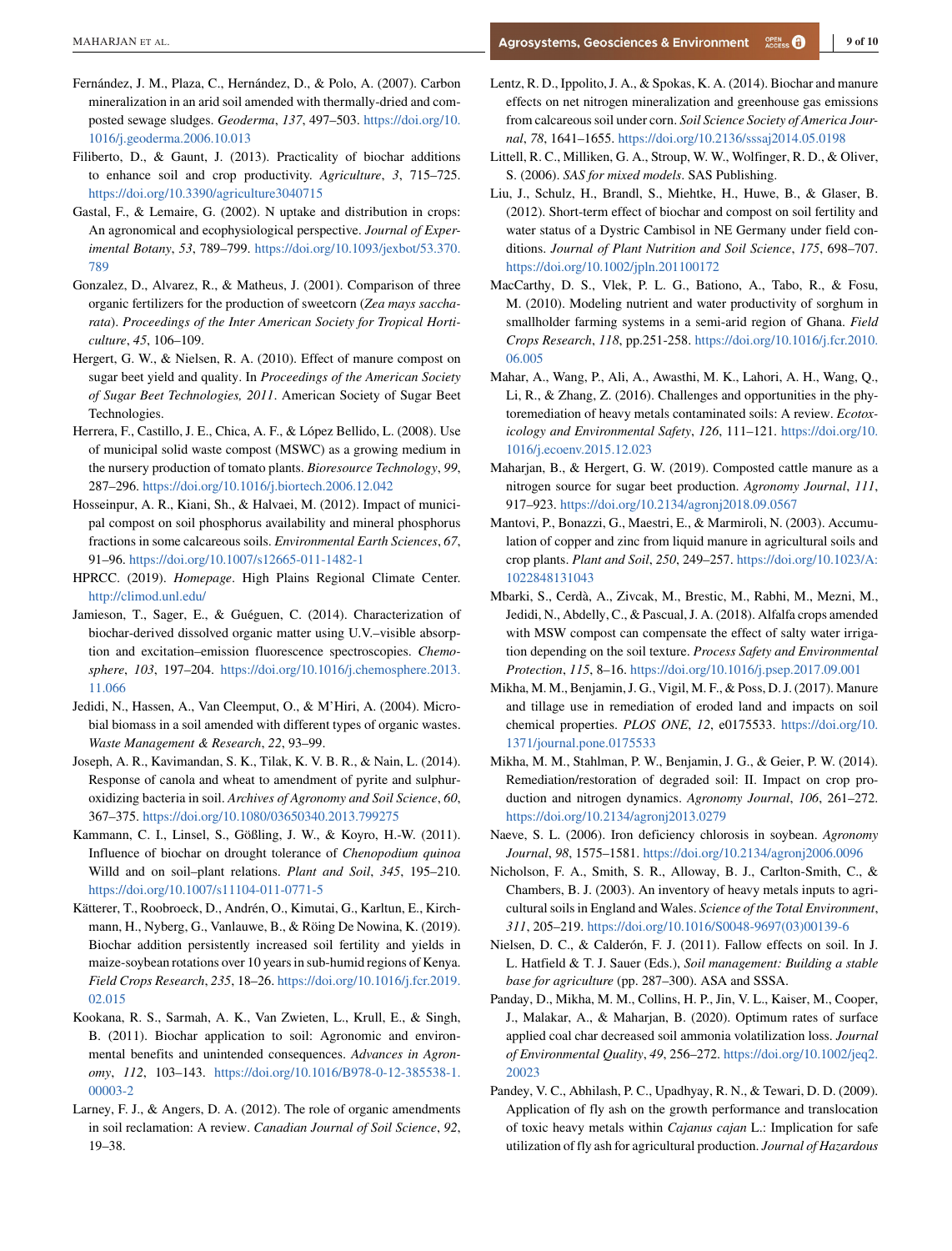Fernández, J. M., Plaza, C., Hernández, D., & Polo, A. (2007). Carbon mineralization in an arid soil amended with thermally-dried and composted sewage sludges. *Geoderma*, *137*, 497–503. https://doi.org/10.1016/j.geoderma.2006.10.013

Filiberto, D., & Gaunt, J. (2013). Practicality of biochar additions to enhance soil and crop productivity. *Agriculture*, *3*, 715–725. https://doi.org/10.3390/agriculture3040715

Gastal, F., & Lemaire, G. (2002). N uptake and distribution in crops: An agronomical and ecophysiological perspective. *Journal of Experimental Botany*, *53*, 789–799. https://doi.org/10.1093/jexbot/53.370.789

Gonzalez, D., Alvarez, R., & Matheus, J. (2001). Comparison of three organic fertilizers for the production of sweetcorn (*Zea mays saccharata*). *Proceedings of the Inter American Society for Tropical Horticulture*, *45*, 106–109.

Hergert, G. W., & Nielsen, R. A. (2010). Effect of manure compost on sugar beet yield and quality. In *Proceedings of the American Society of Sugar Beet Technologies, 2011*. American Society of Sugar Beet Technologies.

Herrera, F., Castillo, J. E., Chica, A. F., & López Bellido, L. (2008). Use of municipal solid waste compost (MSWC) as a growing medium in the nursery production of tomato plants. *Bioresource Technology*, *99*, 287–296. https://doi.org/10.1016/j.biortech.2006.12.042

Hosseinpur, A. R., Kiani, Sh., & Halvaei, M. (2012). Impact of municipal compost on soil phosphorus availability and mineral phosphorus fractions in some calcareous soils. *Environmental Earth Sciences*, *67*, 91–96. https://doi.org/10.1007/s12665-011-1482-1

HPRCC. (2019). *Homepage*. High Plains Regional Climate Center. http://climod.unl.edu/

Jamieson, T., Sager, E., & Guéguen, C. (2014). Characterization of biochar-derived dissolved organic matter using U.V.–visible absorption and excitation–emission fluorescence spectroscopies. *Chemosphere*, *103*, 197–204. https://doi.org/10.1016/j.chemosphere.2013.11.066

Jedidi, N., Hassen, A., Van Cleemput, O., & M'Hiri, A. (2004). Microbial biomass in a soil amended with different types of organic wastes. *Waste Management & Research*, *22*, 93–99.

Joseph, A. R., Kavimandan, S. K., Tilak, K. V. B. R., & Nain, L. (2014). Response of canola and wheat to amendment of pyrite and sulphur-oxidizing bacteria in soil. *Archives of Agronomy and Soil Science*, *60*, 367–375. https://doi.org/10.1080/03650340.2013.799275

Kammann, C. I., Linsel, S., Gößling, J. W., & Koyro, H.-W. (2011). Influence of biochar on drought tolerance of *Chenopodium quinoa* Willd and on soil–plant relations. *Plant and Soil*, *345*, 195–210. https://doi.org/10.1007/s11104-011-0771-5

Kätterer, T., Roobroeck, D., Andrén, O., Kimutai, G., Karltun, E., Kirchmann, H., Nyberg, G., Vanlauwe, B., & Röing De Nowina, K. (2019). Biochar addition persistently increased soil fertility and yields in maize-soybean rotations over 10 years in sub-humid regions of Kenya. *Field Crops Research*, *235*, 18–26. https://doi.org/10.1016/j.fcr.2019.02.015

Kookana, R. S., Sarmah, A. K., Van Zwieten, L., Krull, E., & Singh, B. (2011). Biochar application to soil: Agronomic and environmental benefits and unintended consequences. *Advances in Agronomy*, *112*, 103–143. https://doi.org/10.1016/B978-0-12-385538-1.00003-2

Larney, F. J., & Angers, D. A. (2012). The role of organic amendments in soil reclamation: A review. *Canadian Journal of Soil Science*, *92*, 19–38.

Lentz, R. D., Ippolito, J. A., & Spokas, K. A. (2014). Biochar and manure effects on net nitrogen mineralization and greenhouse gas emissions from calcareous soil under corn. *Soil Science Society of America Journal*, *78*, 1641–1655. https://doi.org/10.2136/sssaj2014.05.0198

Littell, R. C., Milliken, G. A., Stroup, W. W., Wolfinger, R. D., & Oliver, S. (2006). *SAS for mixed models*. SAS Publishing.

Liu, J., Schulz, H., Brandl, S., Miehtke, H., Huwe, B., & Glaser, B. (2012). Short-term effect of biochar and compost on soil fertility and water status of a Dystric Cambisol in NE Germany under field conditions. *Journal of Plant Nutrition and Soil Science*, *175*, 698–707. https://doi.org/10.1002/jpln.201100172

MacCarthy, D. S., Vlek, P. L. G., Bationo, A., Tabo, R., & Fosu, M. (2010). Modeling nutrient and water productivity of sorghum in smallholder farming systems in a semi-arid region of Ghana. *Field Crops Research*, *118*, pp.251-258. https://doi.org/10.1016/j.fcr.2010.06.005

Mahar, A., Wang, P., Ali, A., Awasthi, M. K., Lahori, A. H., Wang, Q., Li, R., & Zhang, Z. (2016). Challenges and opportunities in the phytoremediation of heavy metals contaminated soils: A review. *Ecotoxicology and Environmental Safety*, *126*, 111–121. https://doi.org/10.1016/j.ecoenv.2015.12.023

Maharjan, B., & Hergert, G. W. (2019). Composted cattle manure as a nitrogen source for sugar beet production. *Agronomy Journal*, *111*, 917–923. https://doi.org/10.2134/agronj2018.09.0567

Mantovi, P., Bonazzi, G., Maestri, E., & Marmiroli, N. (2003). Accumulation of copper and zinc from liquid manure in agricultural soils and crop plants. *Plant and Soil*, *250*, 249–257. https://doi.org/10.1023/A:1022848131043

Mbarki, S., Cerdà, A., Zivcak, M., Brestic, M., Rabhi, M., Mezni, M., Jedidi, N., Abdelly, C., & Pascual, J. A. (2018). Alfalfa crops amended with MSW compost can compensate the effect of salty water irrigation depending on the soil texture. *Process Safety and Environmental Protection*, *115*, 8–16. https://doi.org/10.1016/j.psep.2017.09.001

Mikha, M. M., Benjamin, J. G., Vigil, M. F., & Poss, D. J. (2017). Manure and tillage use in remediation of eroded land and impacts on soil chemical properties. *PLOS ONE*, *12*, e0175533. https://doi.org/10.1371/journal.pone.0175533

Mikha, M. M., Stahlman, P. W., Benjamin, J. G., & Geier, P. W. (2014). Remediation/restoration of degraded soil: II. Impact on crop production and nitrogen dynamics. *Agronomy Journal*, *106*, 261–272. https://doi.org/10.2134/agronj2013.0279

Naeve, S. L. (2006). Iron deficiency chlorosis in soybean. *Agronomy Journal*, *98*, 1575–1581. https://doi.org/10.2134/agronj2006.0096

Nicholson, F. A., Smith, S. R., Alloway, B. J., Carlton-Smith, C., & Chambers, B. J. (2003). An inventory of heavy metals inputs to agricultural soils in England and Wales. *Science of the Total Environment*, *311*, 205–219. https://doi.org/10.1016/S0048-9697(03)00139-6

Nielsen, D. C., & Calderón, F. J. (2011). Fallow effects on soil. In J. L. Hatfield & T. J. Sauer (Eds.), *Soil management: Building a stable base for agriculture* (pp. 287–300). ASA and SSSA.

Panday, D., Mikha, M. M., Collins, H. P., Jin, V. L., Kaiser, M., Cooper, J., Malakar, A., & Maharjan, B. (2020). Optimum rates of surface applied coal char decreased soil ammonia volatilization loss. *Journal of Environmental Quality*, *49*, 256–272. https://doi.org/10.1002/jeq2.20023

Pandey, V. C., Abhilash, P. C., Upadhyay, R. N., & Tewari, D. D. (2009). Application of fly ash on the growth performance and translocation of toxic heavy metals within *Cajanus cajan* L.: Implication for safe utilization of fly ash for agricultural production. *Journal of Hazardous*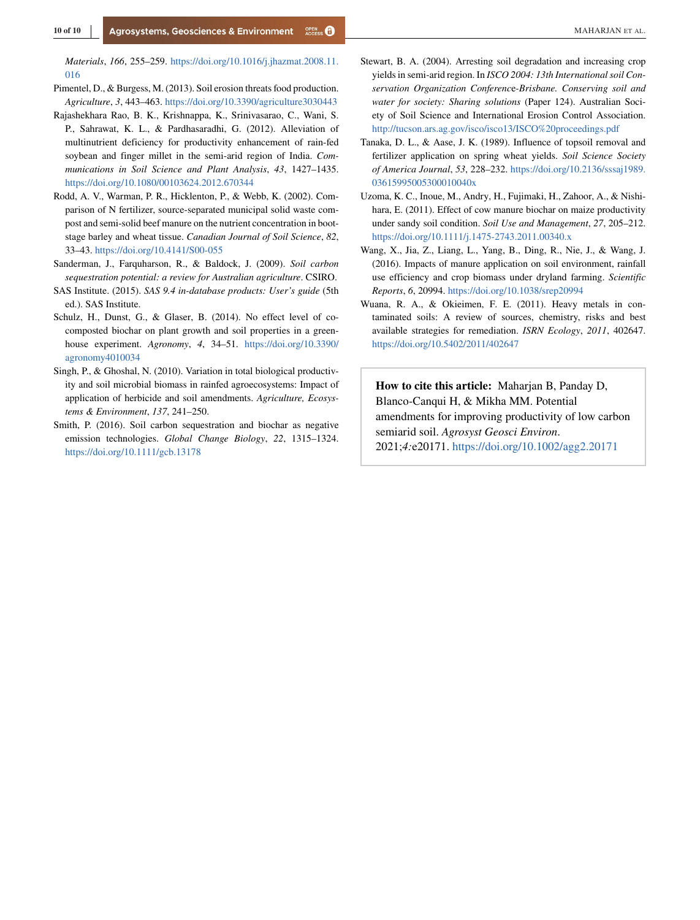*Materials*, *166*, 255–259. https://doi.org/10.1016/j.jhazmat.2008.11.016

Pimentel, D., & Burgess, M. (2013). Soil erosion threats food production. *Agriculture*, *3*, 443–463. https://doi.org/10.3390/agriculture3030443

Rajashekhara Rao, B. K., Krishnappa, K., Srinivasarao, C., Wani, S. P., Sahrawat, K. L., & Pardhasaradhi, G. (2012). Alleviation of multinutrient deficiency for productivity enhancement of rain-fed soybean and finger millet in the semi-arid region of India. *Communications in Soil Science and Plant Analysis*, *43*, 1427–1435. https://doi.org/10.1080/00103624.2012.670344

Rodd, A. V., Warman, P. R., Hicklenton, P., & Webb, K. (2002). Comparison of N fertilizer, source-separated municipal solid waste compost and semi-solid beef manure on the nutrient concentration in boot-stage barley and wheat tissue. *Canadian Journal of Soil Science*, *82*, 33–43. https://doi.org/10.4141/S00-055

Sanderman, J., Farquharson, R., & Baldock, J. (2009). *Soil carbon sequestration potential: a review for Australian agriculture*. CSIRO.

SAS Institute. (2015). *SAS 9.4 in-database products: User's guide* (5th ed.). SAS Institute.

Schulz, H., Dunst, G., & Glaser, B. (2014). No effect level of co-composted biochar on plant growth and soil properties in a greenhouse experiment. *Agronomy*, *4*, 34–51. https://doi.org/10.3390/agronomy4010034

Singh, P., & Ghoshal, N. (2010). Variation in total biological productivity and soil microbial biomass in rainfed agroecosystems: Impact of application of herbicide and soil amendments. *Agriculture, Ecosystems & Environment*, *137*, 241–250.

Smith, P. (2016). Soil carbon sequestration and biochar as negative emission technologies. *Global Change Biology*, *22*, 1315–1324. https://doi.org/10.1111/gcb.13178

Stewart, B. A. (2004). Arresting soil degradation and increasing crop yields in semi-arid region. In *ISCO 2004: 13th International soil Conservation Organization Conference-Brisbane. Conserving soil and water for society: Sharing solutions* (Paper 124). Australian Society of Soil Science and International Erosion Control Association. http://tucson.ars.ag.gov/isco/isco13/ISCO%20proceedings.pdf

Tanaka, D. L., & Aase, J. K. (1989). Influence of topsoil removal and fertilizer application on spring wheat yields. *Soil Science Society of America Journal*, *53*, 228–232. https://doi.org/10.2136/sssaj1989.03615995005300010040x

Uzoma, K. C., Inoue, M., Andry, H., Fujimaki, H., Zahoor, A., & Nishihara, E. (2011). Effect of cow manure biochar on maize productivity under sandy soil condition. *Soil Use and Management*, *27*, 205–212. https://doi.org/10.1111/j.1475-2743.2011.00340.x

Wang, X., Jia, Z., Liang, L., Yang, B., Ding, R., Nie, J., & Wang, J. (2016). Impacts of manure application on soil environment, rainfall use efficiency and crop biomass under dryland farming. *Scientific Reports*, *6*, 20994. https://doi.org/10.1038/srep20994

Wuana, R. A., & Okieimen, F. E. (2011). Heavy metals in contaminated soils: A review of sources, chemistry, risks and best available strategies for remediation. *ISRN Ecology*, *2011*, 402647. https://doi.org/10.5402/2011/402647

**How to cite this article:** Maharjan B, Panday D, Blanco-Canqui H, & Mikha MM. Potential amendments for improving productivity of low carbon semiarid soil. *Agrosyst Geosci Environ*. 2021;*4*:e20171. https://doi.org/10.1002/agg2.20171